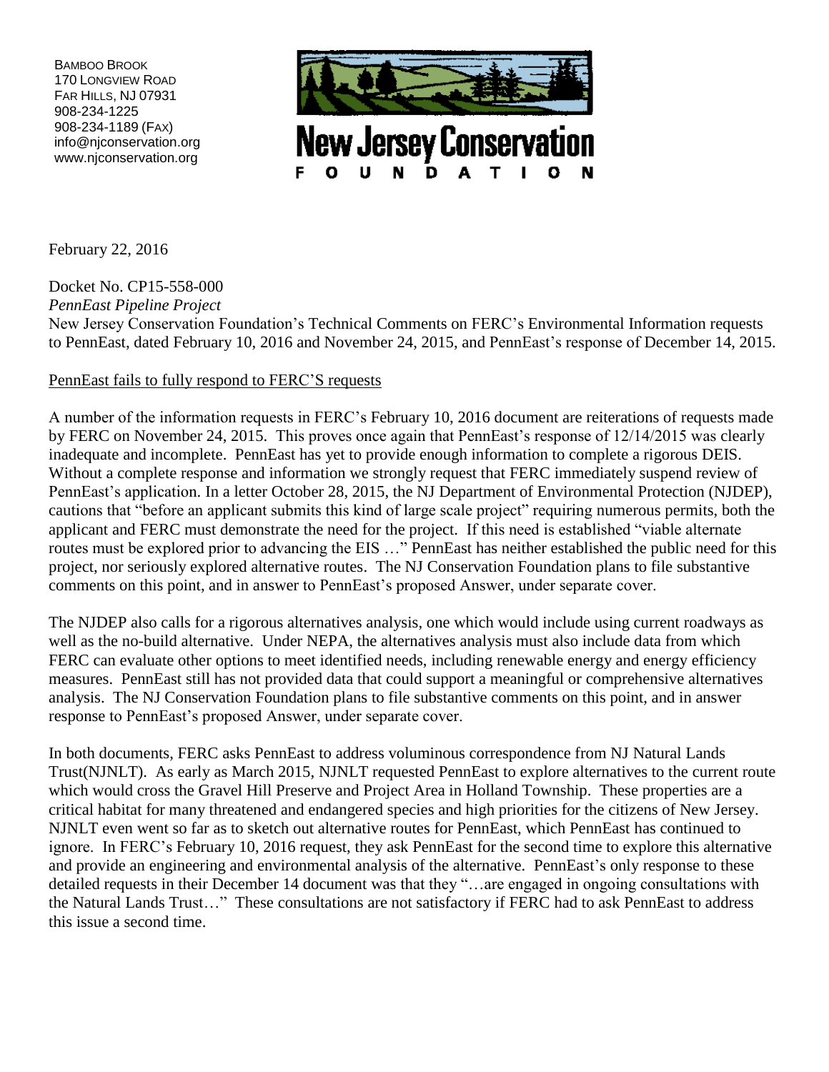BAMBOO BROOK
170 LONGVIEW ROAD
FAR HILLS, NJ 07931
908-234-1225
908-234-1189 (FAX)
info@njconservation.org
www.njconservation.org

**New Jersey Conservation FOUNDATION**

February 22, 2016

Docket No. CP15-558-000
*PennEast Pipeline Project*
New Jersey Conservation Foundation's Technical Comments on FERC's Environmental Information requests to PennEast, dated February 10, 2016 and November 24, 2015, and PennEast's response of December 14, 2015.

PennEast fails to fully respond to FERC'S requests

A number of the information requests in FERC's February 10, 2016 document are reiterations of requests made by FERC on November 24, 2015. This proves once again that PennEast's response of 12/14/2015 was clearly inadequate and incomplete. PennEast has yet to provide enough information to complete a rigorous DEIS. Without a complete response and information we strongly request that FERC immediately suspend review of PennEast's application. In a letter October 28, 2015, the NJ Department of Environmental Protection (NJDEP), cautions that "before an applicant submits this kind of large scale project" requiring numerous permits, both the applicant and FERC must demonstrate the need for the project. If this need is established "viable alternate routes must be explored prior to advancing the EIS …" PennEast has neither established the public need for this project, nor seriously explored alternative routes. The NJ Conservation Foundation plans to file substantive comments on this point, and in answer to PennEast's proposed Answer, under separate cover.

The NJDEP also calls for a rigorous alternatives analysis, one which would include using current roadways as well as the no-build alternative. Under NEPA, the alternatives analysis must also include data from which FERC can evaluate other options to meet identified needs, including renewable energy and energy efficiency measures. PennEast still has not provided data that could support a meaningful or comprehensive alternatives analysis. The NJ Conservation Foundation plans to file substantive comments on this point, and in answer response to PennEast's proposed Answer, under separate cover.

In both documents, FERC asks PennEast to address voluminous correspondence from NJ Natural Lands Trust(NJNLT). As early as March 2015, NJNLT requested PennEast to explore alternatives to the current route which would cross the Gravel Hill Preserve and Project Area in Holland Township. These properties are a critical habitat for many threatened and endangered species and high priorities for the citizens of New Jersey. NJNLT even went so far as to sketch out alternative routes for PennEast, which PennEast has continued to ignore. In FERC's February 10, 2016 request, they ask PennEast for the second time to explore this alternative and provide an engineering and environmental analysis of the alternative. PennEast's only response to these detailed requests in their December 14 document was that they "…are engaged in ongoing consultations with the Natural Lands Trust…" These consultations are not satisfactory if FERC had to ask PennEast to address this issue a second time.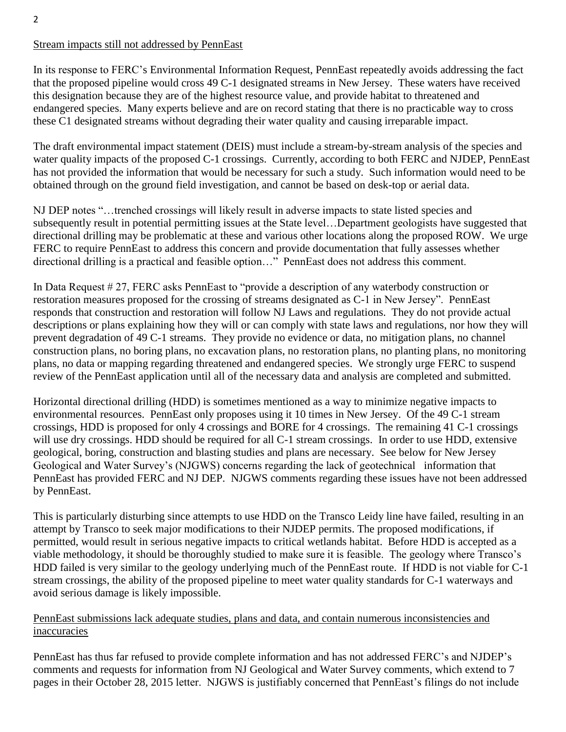Stream impacts still not addressed by PennEast

In its response to FERC's Environmental Information Request, PennEast repeatedly avoids addressing the fact that the proposed pipeline would cross 49 C-1 designated streams in New Jersey. These waters have received this designation because they are of the highest resource value, and provide habitat to threatened and endangered species. Many experts believe and are on record stating that there is no practicable way to cross these C1 designated streams without degrading their water quality and causing irreparable impact.

The draft environmental impact statement (DEIS) must include a stream-by-stream analysis of the species and water quality impacts of the proposed C-1 crossings. Currently, according to both FERC and NJDEP, PennEast has not provided the information that would be necessary for such a study. Such information would need to be obtained through on the ground field investigation, and cannot be based on desk-top or aerial data.

NJ DEP notes "…trenched crossings will likely result in adverse impacts to state listed species and subsequently result in potential permitting issues at the State level…Department geologists have suggested that directional drilling may be problematic at these and various other locations along the proposed ROW. We urge FERC to require PennEast to address this concern and provide documentation that fully assesses whether directional drilling is a practical and feasible option…" PennEast does not address this comment.

In Data Request # 27, FERC asks PennEast to "provide a description of any waterbody construction or restoration measures proposed for the crossing of streams designated as C-1 in New Jersey". PennEast responds that construction and restoration will follow NJ Laws and regulations. They do not provide actual descriptions or plans explaining how they will or can comply with state laws and regulations, nor how they will prevent degradation of 49 C-1 streams. They provide no evidence or data, no mitigation plans, no channel construction plans, no boring plans, no excavation plans, no restoration plans, no planting plans, no monitoring plans, no data or mapping regarding threatened and endangered species. We strongly urge FERC to suspend review of the PennEast application until all of the necessary data and analysis are completed and submitted.

Horizontal directional drilling (HDD) is sometimes mentioned as a way to minimize negative impacts to environmental resources. PennEast only proposes using it 10 times in New Jersey. Of the 49 C-1 stream crossings, HDD is proposed for only 4 crossings and BORE for 4 crossings. The remaining 41 C-1 crossings will use dry crossings. HDD should be required for all C-1 stream crossings. In order to use HDD, extensive geological, boring, construction and blasting studies and plans are necessary. See below for New Jersey Geological and Water Survey's (NJGWS) concerns regarding the lack of geotechnical information that PennEast has provided FERC and NJ DEP. NJGWS comments regarding these issues have not been addressed by PennEast.

This is particularly disturbing since attempts to use HDD on the Transco Leidy line have failed, resulting in an attempt by Transco to seek major modifications to their NJDEP permits. The proposed modifications, if permitted, would result in serious negative impacts to critical wetlands habitat. Before HDD is accepted as a viable methodology, it should be thoroughly studied to make sure it is feasible. The geology where Transco's HDD failed is very similar to the geology underlying much of the PennEast route. If HDD is not viable for C-1 stream crossings, the ability of the proposed pipeline to meet water quality standards for C-1 waterways and avoid serious damage is likely impossible.

PennEast submissions lack adequate studies, plans and data, and contain numerous inconsistencies and inaccuracies

PennEast has thus far refused to provide complete information and has not addressed FERC's and NJDEP's comments and requests for information from NJ Geological and Water Survey comments, which extend to 7 pages in their October 28, 2015 letter. NJGWS is justifiably concerned that PennEast's filings do not include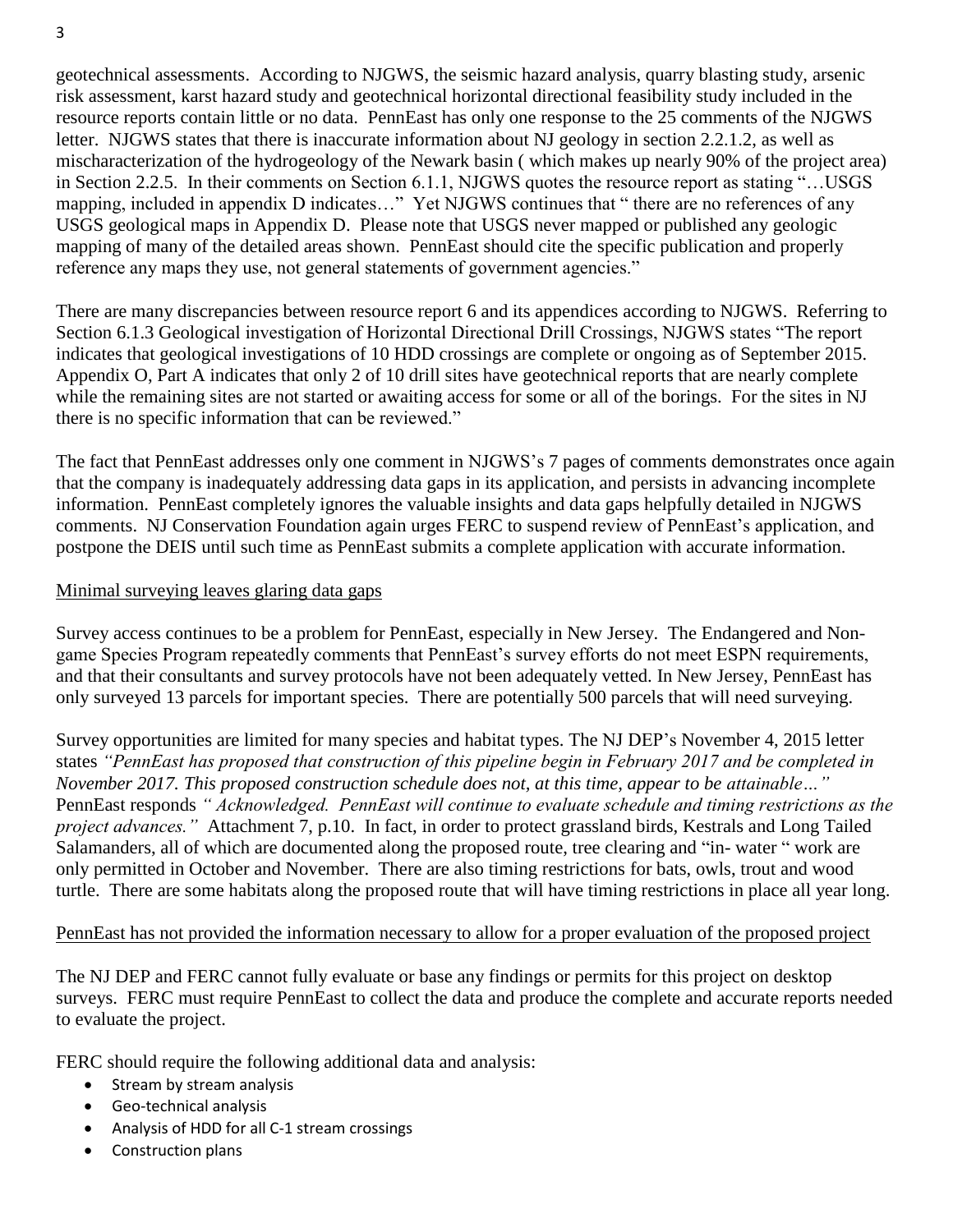geotechnical assessments. According to NJGWS, the seismic hazard analysis, quarry blasting study, arsenic risk assessment, karst hazard study and geotechnical horizontal directional feasibility study included in the resource reports contain little or no data. PennEast has only one response to the 25 comments of the NJGWS letter. NJGWS states that there is inaccurate information about NJ geology in section 2.2.1.2, as well as mischaracterization of the hydrogeology of the Newark basin ( which makes up nearly 90% of the project area) in Section 2.2.5. In their comments on Section 6.1.1, NJGWS quotes the resource report as stating "…USGS mapping, included in appendix D indicates…" Yet NJGWS continues that " there are no references of any USGS geological maps in Appendix D. Please note that USGS never mapped or published any geologic mapping of many of the detailed areas shown. PennEast should cite the specific publication and properly reference any maps they use, not general statements of government agencies."

There are many discrepancies between resource report 6 and its appendices according to NJGWS. Referring to Section 6.1.3 Geological investigation of Horizontal Directional Drill Crossings, NJGWS states "The report indicates that geological investigations of 10 HDD crossings are complete or ongoing as of September 2015. Appendix O, Part A indicates that only 2 of 10 drill sites have geotechnical reports that are nearly complete while the remaining sites are not started or awaiting access for some or all of the borings. For the sites in NJ there is no specific information that can be reviewed."

The fact that PennEast addresses only one comment in NJGWS's 7 pages of comments demonstrates once again that the company is inadequately addressing data gaps in its application, and persists in advancing incomplete information. PennEast completely ignores the valuable insights and data gaps helpfully detailed in NJGWS comments. NJ Conservation Foundation again urges FERC to suspend review of PennEast's application, and postpone the DEIS until such time as PennEast submits a complete application with accurate information.

<u>Minimal surveying leaves glaring data gaps</u>

Survey access continues to be a problem for PennEast, especially in New Jersey. The Endangered and Non-game Species Program repeatedly comments that PennEast's survey efforts do not meet ESPN requirements, and that their consultants and survey protocols have not been adequately vetted. In New Jersey, PennEast has only surveyed 13 parcels for important species. There are potentially 500 parcels that will need surveying.

Survey opportunities are limited for many species and habitat types. The NJ DEP's November 4, 2015 letter states *"PennEast has proposed that construction of this pipeline begin in February 2017 and be completed in November 2017. This proposed construction schedule does not, at this time, appear to be attainable…"* PennEast responds *" Acknowledged. PennEast will continue to evaluate schedule and timing restrictions as the project advances."* Attachment 7, p.10. In fact, in order to protect grassland birds, Kestrals and Long Tailed Salamanders, all of which are documented along the proposed route, tree clearing and "in- water " work are only permitted in October and November. There are also timing restrictions for bats, owls, trout and wood turtle. There are some habitats along the proposed route that will have timing restrictions in place all year long.

<u>PennEast has not provided the information necessary to allow for a proper evaluation of the proposed project</u>

The NJ DEP and FERC cannot fully evaluate or base any findings or permits for this project on desktop surveys. FERC must require PennEast to collect the data and produce the complete and accurate reports needed to evaluate the project.

FERC should require the following additional data and analysis:

- Stream by stream analysis
- Geo-technical analysis
- Analysis of HDD for all C-1 stream crossings
- Construction plans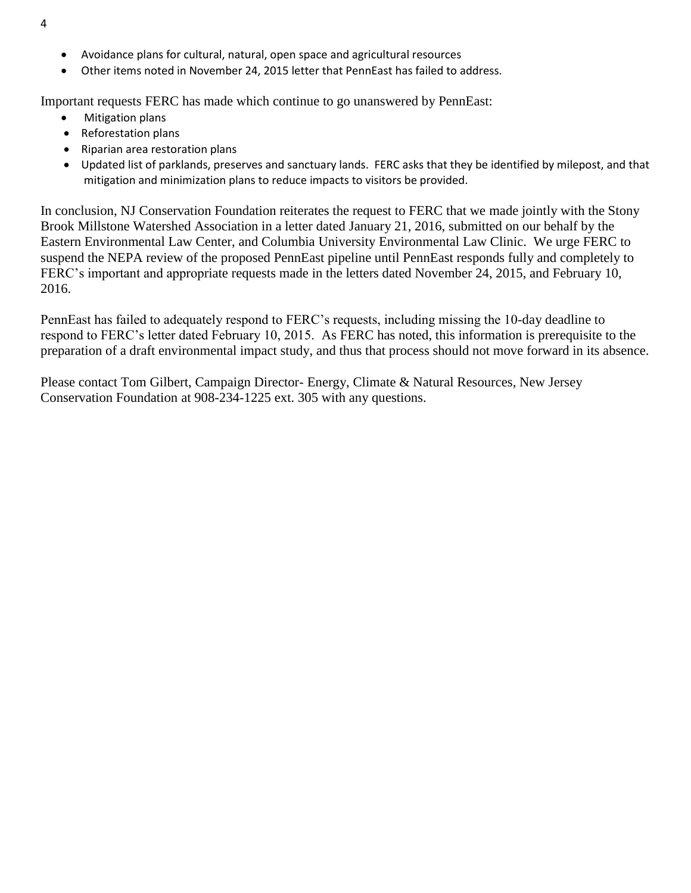- Avoidance plans for cultural, natural, open space and agricultural resources
- Other items noted in November 24, 2015 letter that PennEast has failed to address.

Important requests FERC has made which continue to go unanswered by PennEast:

- Mitigation plans
- Reforestation plans
- Riparian area restoration plans
- Updated list of parklands, preserves and sanctuary lands. FERC asks that they be identified by milepost, and that mitigation and minimization plans to reduce impacts to visitors be provided.

In conclusion, NJ Conservation Foundation reiterates the request to FERC that we made jointly with the Stony Brook Millstone Watershed Association in a letter dated January 21, 2016, submitted on our behalf by the Eastern Environmental Law Center, and Columbia University Environmental Law Clinic. We urge FERC to suspend the NEPA review of the proposed PennEast pipeline until PennEast responds fully and completely to FERC's important and appropriate requests made in the letters dated November 24, 2015, and February 10, 2016.

PennEast has failed to adequately respond to FERC's requests, including missing the 10-day deadline to respond to FERC's letter dated February 10, 2015. As FERC has noted, this information is prerequisite to the preparation of a draft environmental impact study, and thus that process should not move forward in its absence.

Please contact Tom Gilbert, Campaign Director- Energy, Climate & Natural Resources, New Jersey Conservation Foundation at 908-234-1225 ext. 305 with any questions.